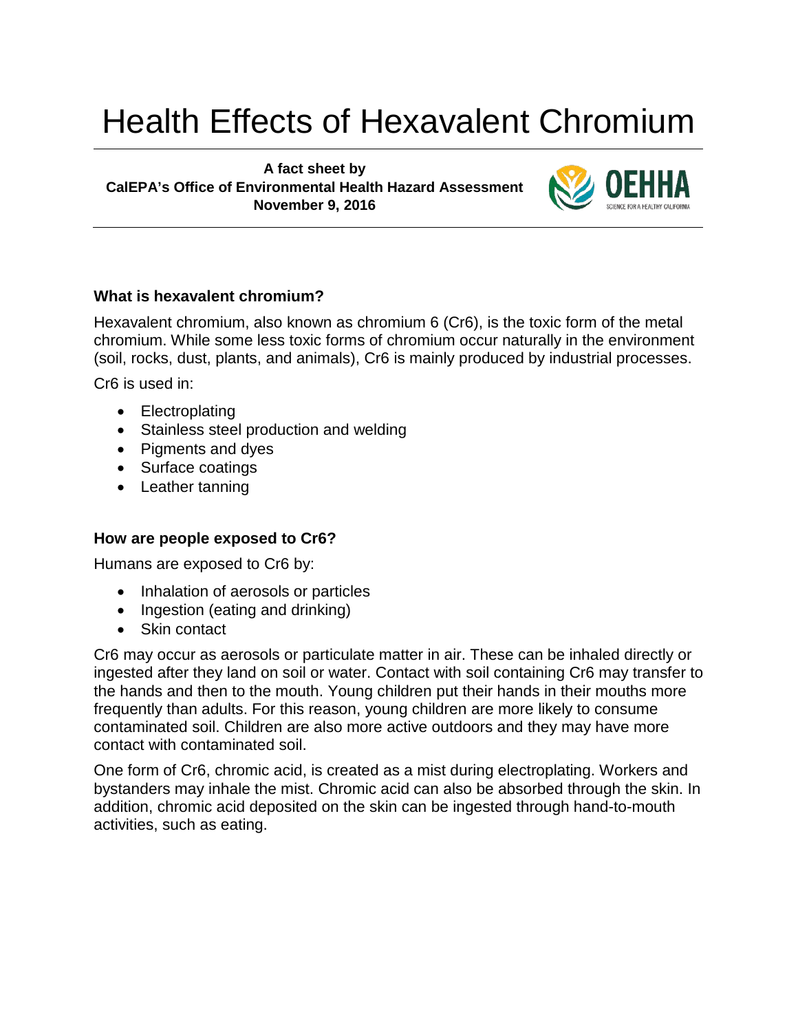# Health Effects of Hexavalent Chromium

**A fact sheet by**
**CalEPA's Office of Environmental Health Hazard Assessment**
**November 9, 2016**

OEHHA
SCIENCE FOR A HEALTHY CALIFORNIA

### What is hexavalent chromium?

Hexavalent chromium, also known as chromium 6 (Cr6), is the toxic form of the metal chromium. While some less toxic forms of chromium occur naturally in the environment (soil, rocks, dust, plants, and animals), Cr6 is mainly produced by industrial processes.

Cr6 is used in:

- Electroplating
- Stainless steel production and welding
- Pigments and dyes
- Surface coatings
- Leather tanning

### How are people exposed to Cr6?

Humans are exposed to Cr6 by:

- Inhalation of aerosols or particles
- Ingestion (eating and drinking)
- Skin contact

Cr6 may occur as aerosols or particulate matter in air. These can be inhaled directly or ingested after they land on soil or water. Contact with soil containing Cr6 may transfer to the hands and then to the mouth. Young children put their hands in their mouths more frequently than adults. For this reason, young children are more likely to consume contaminated soil. Children are also more active outdoors and they may have more contact with contaminated soil.

One form of Cr6, chromic acid, is created as a mist during electroplating. Workers and bystanders may inhale the mist. Chromic acid can also be absorbed through the skin. In addition, chromic acid deposited on the skin can be ingested through hand-to-mouth activities, such as eating.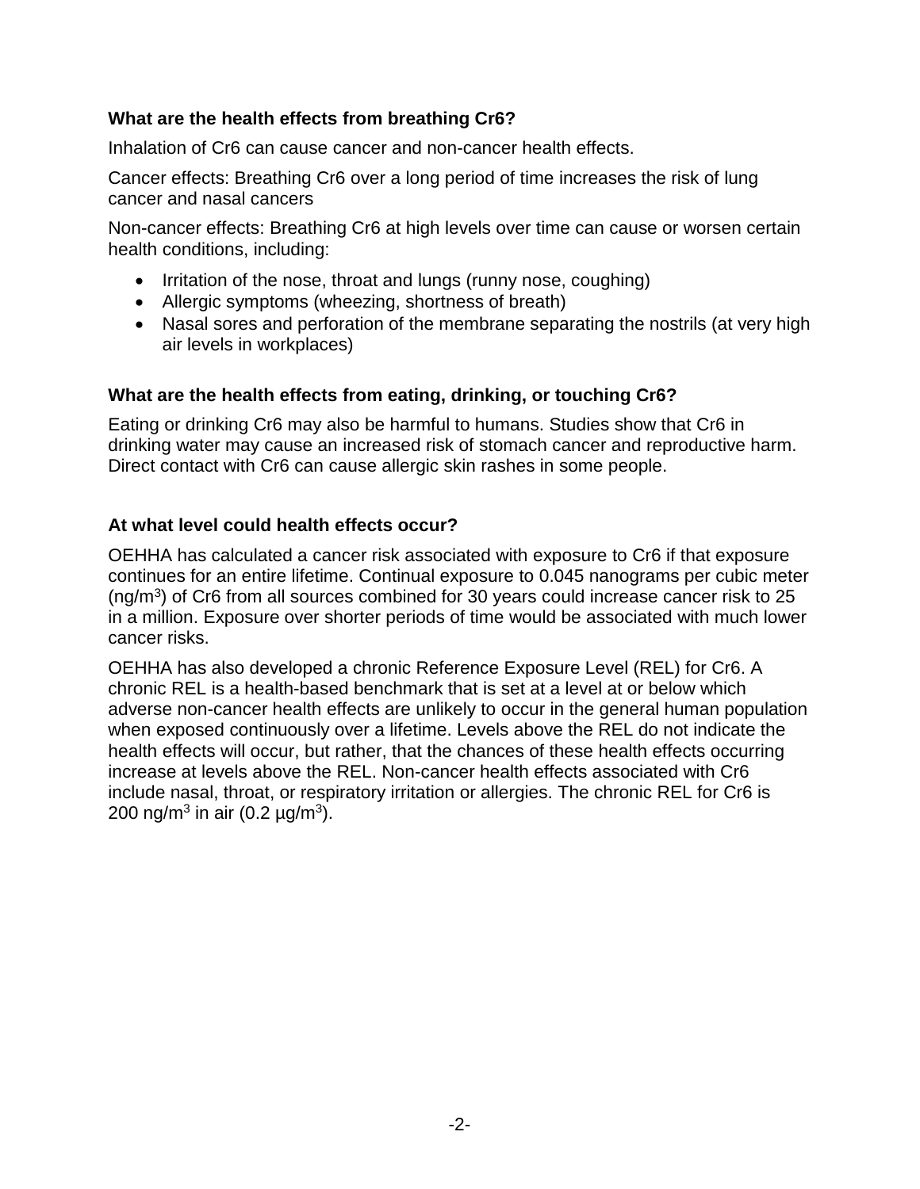### What are the health effects from breathing Cr6?

Inhalation of Cr6 can cause cancer and non-cancer health effects.

Cancer effects: Breathing Cr6 over a long period of time increases the risk of lung cancer and nasal cancers

Non-cancer effects: Breathing Cr6 at high levels over time can cause or worsen certain health conditions, including:

- Irritation of the nose, throat and lungs (runny nose, coughing)
- Allergic symptoms (wheezing, shortness of breath)
- Nasal sores and perforation of the membrane separating the nostrils (at very high air levels in workplaces)

### What are the health effects from eating, drinking, or touching Cr6?

Eating or drinking Cr6 may also be harmful to humans. Studies show that Cr6 in drinking water may cause an increased risk of stomach cancer and reproductive harm. Direct contact with Cr6 can cause allergic skin rashes in some people.

### At what level could health effects occur?

OEHHA has calculated a cancer risk associated with exposure to Cr6 if that exposure continues for an entire lifetime. Continual exposure to 0.045 nanograms per cubic meter ($ng/m^3$) of Cr6 from all sources combined for 30 years could increase cancer risk to 25 in a million. Exposure over shorter periods of time would be associated with much lower cancer risks.

OEHHA has also developed a chronic Reference Exposure Level (REL) for Cr6. A chronic REL is a health-based benchmark that is set at a level at or below which adverse non-cancer health effects are unlikely to occur in the general human population when exposed continuously over a lifetime. Levels above the REL do not indicate the health effects will occur, but rather, that the chances of these health effects occurring increase at levels above the REL. Non-cancer health effects associated with Cr6 include nasal, throat, or respiratory irritation or allergies. The chronic REL for Cr6 is 200 $ng/m^3$ in air (0.2 $\mu g/m^3$).